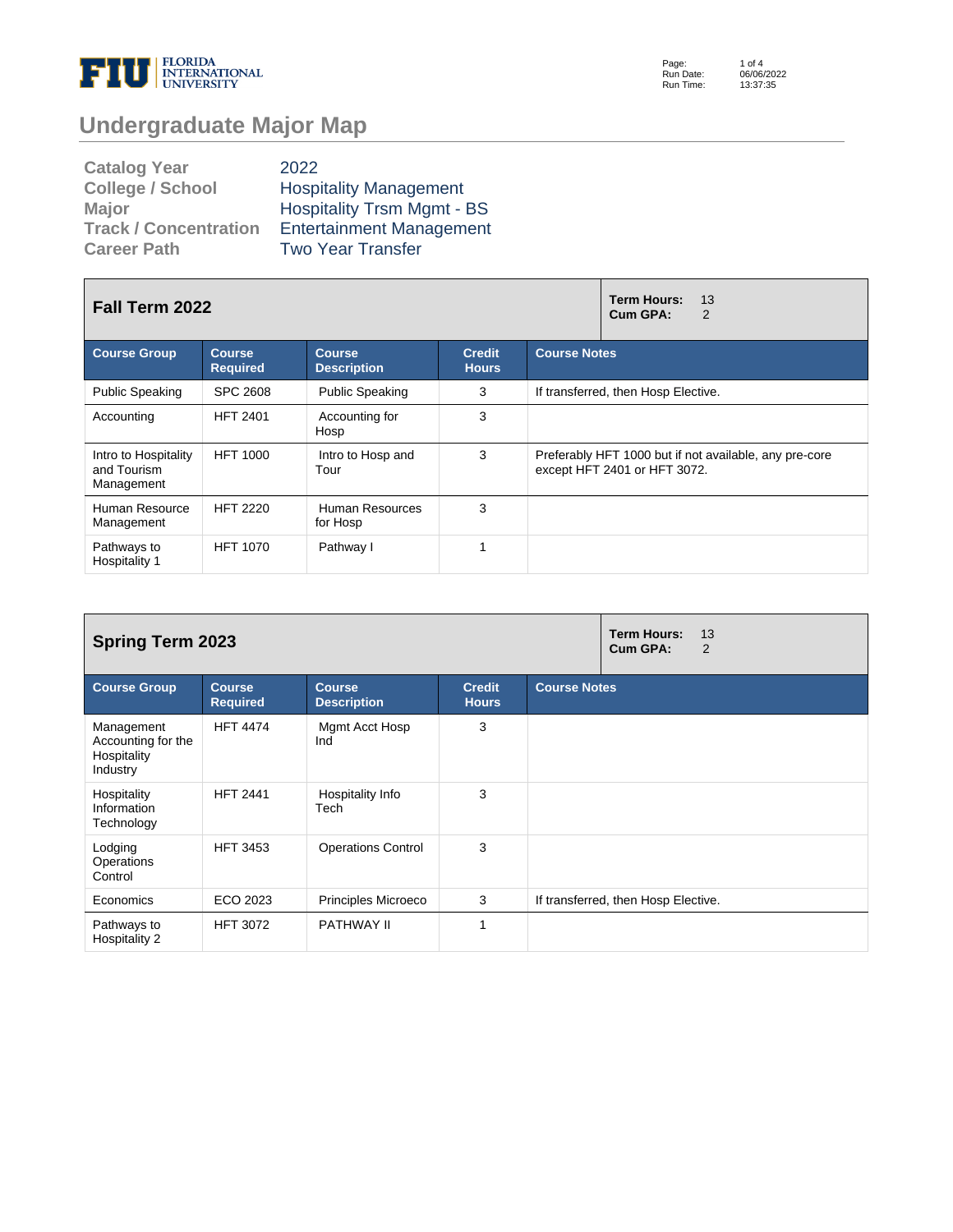FLORIDA INTERNATIONAL UNIVERSITY

# Undergraduate Major Map

| | |
|---|---|
| **Catalog Year** | 2022 |
| **College / School** | Hospitality Management |
| **Major** | Hospitality Trsm Mgmt - BS |
| **Track / Concentration** | Entertainment Management |
| **Career Path** | Two Year Transfer |

## Fall Term 2022

**Term Hours:** 13
**Cum GPA:** 2

| Course Group | Course Required | Course Description | Credit Hours | Course Notes |
|---|---|---|---|---|
| Public Speaking | SPC 2608 | Public Speaking | 3 | If transferred, then Hosp Elective. |
| Accounting | HFT 2401 | Accounting for Hosp | 3 | |
| Intro to Hospitality and Tourism Management | HFT 1000 | Intro to Hosp and Tour | 3 | Preferably HFT 1000 but if not available, any pre-core except HFT 2401 or HFT 3072. |
| Human Resource Management | HFT 2220 | Human Resources for Hosp | 3 | |
| Pathways to Hospitality 1 | HFT 1070 | Pathway I | 1 | |

## Spring Term 2023

**Term Hours:** 13
**Cum GPA:** 2

| Course Group | Course Required | Course Description | Credit Hours | Course Notes |
|---|---|---|---|---|
| Management Accounting for the Hospitality Industry | HFT 4474 | Mgmt Acct Hosp Ind | 3 | |
| Hospitality Information Technology | HFT 2441 | Hospitality Info Tech | 3 | |
| Lodging Operations Control | HFT 3453 | Operations Control | 3 | |
| Economics | ECO 2023 | Principles Microeco | 3 | If transferred, then Hosp Elective. |
| Pathways to Hospitality 2 | HFT 3072 | PATHWAY II | 1 | |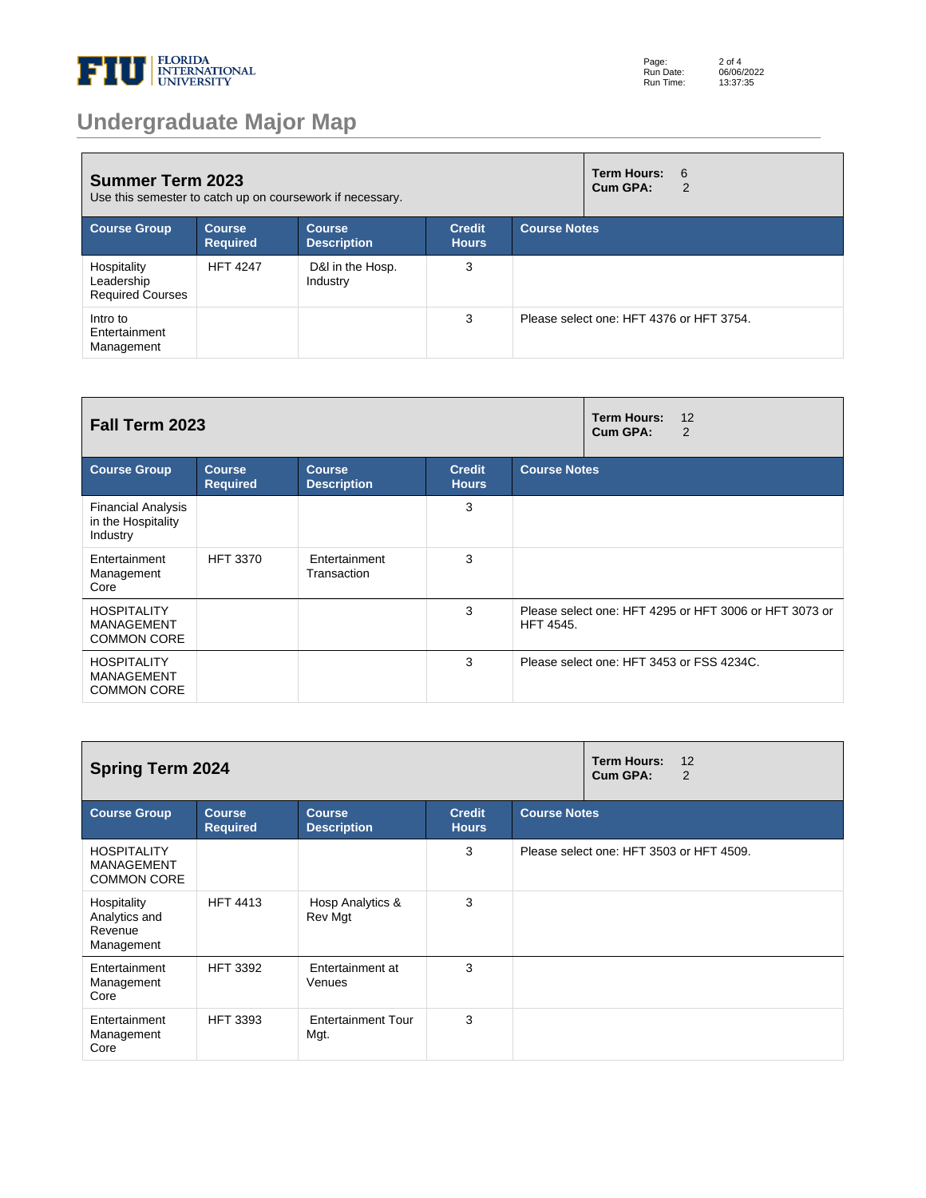# Undergraduate Major Map

## Summer Term 2023

Use this semester to catch up on coursework if necessary.

**Term Hours:** 6
**Cum GPA:** 2

| Course Group | Course Required | Course Description | Credit Hours | Course Notes |
|---|---|---|---|---|
| Hospitality Leadership Required Courses | HFT 4247 | D&I in the Hosp. Industry | 3 | |
| Intro to Entertainment Management | | | 3 | Please select one: HFT 4376 or HFT 3754. |

## Fall Term 2023

**Term Hours:** 12
**Cum GPA:** 2

| Course Group | Course Required | Course Description | Credit Hours | Course Notes |
|---|---|---|---|---|
| Financial Analysis in the Hospitality Industry | | | 3 | |
| Entertainment Management Core | HFT 3370 | Entertainment Transaction | 3 | |
| HOSPITALITY MANAGEMENT COMMON CORE | | | 3 | Please select one: HFT 4295 or HFT 3006 or HFT 3073 or HFT 4545. |
| HOSPITALITY MANAGEMENT COMMON CORE | | | 3 | Please select one: HFT 3453 or FSS 4234C. |

## Spring Term 2024

**Term Hours:** 12
**Cum GPA:** 2

| Course Group | Course Required | Course Description | Credit Hours | Course Notes |
|---|---|---|---|---|
| HOSPITALITY MANAGEMENT COMMON CORE | | | 3 | Please select one: HFT 3503 or HFT 4509. |
| Hospitality Analytics and Revenue Management | HFT 4413 | Hosp Analytics & Rev Mgt | 3 | |
| Entertainment Management Core | HFT 3392 | Entertainment at Venues | 3 | |
| Entertainment Management Core | HFT 3393 | Entertainment Tour Mgt. | 3 | |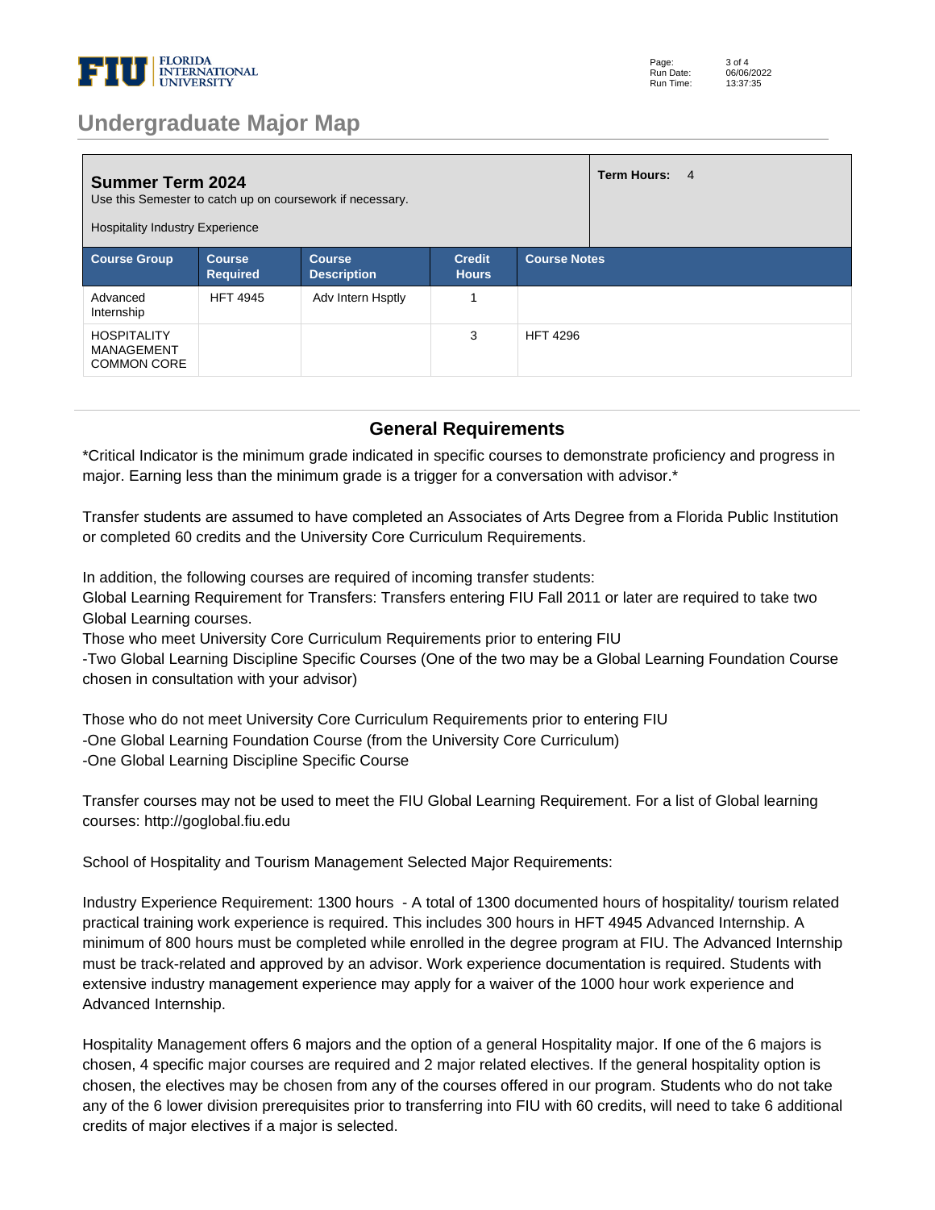## Undergraduate Major Map

| **Summer Term 2024**<br>Use this Semester to catch up on coursework if necessary.<br><br>Hospitality Industry Experience | | | | **Term Hours:** 4 |
|---|---|---|---|---|
| **Course Group** | **Course Required** | **Course Description** | **Credit Hours** | **Course Notes** |
| Advanced Internship | HFT 4945 | Adv Intern Hsptly | 1 | |
| HOSPITALITY MANAGEMENT COMMON CORE | | | 3 | HFT 4296 |

## General Requirements

*Critical Indicator is the minimum grade indicated in specific courses to demonstrate proficiency and progress in major. Earning less than the minimum grade is a trigger for a conversation with advisor.*

Transfer students are assumed to have completed an Associates of Arts Degree from a Florida Public Institution or completed 60 credits and the University Core Curriculum Requirements.

In addition, the following courses are required of incoming transfer students:
Global Learning Requirement for Transfers: Transfers entering FIU Fall 2011 or later are required to take two Global Learning courses.
Those who meet University Core Curriculum Requirements prior to entering FIU
-Two Global Learning Discipline Specific Courses (One of the two may be a Global Learning Foundation Course chosen in consultation with your advisor)

Those who do not meet University Core Curriculum Requirements prior to entering FIU
-One Global Learning Foundation Course (from the University Core Curriculum)
-One Global Learning Discipline Specific Course

Transfer courses may not be used to meet the FIU Global Learning Requirement. For a list of Global learning courses: http://goglobal.fiu.edu

School of Hospitality and Tourism Management Selected Major Requirements:

Industry Experience Requirement: 1300 hours - A total of 1300 documented hours of hospitality/ tourism related practical training work experience is required. This includes 300 hours in HFT 4945 Advanced Internship. A minimum of 800 hours must be completed while enrolled in the degree program at FIU. The Advanced Internship must be track-related and approved by an advisor. Work experience documentation is required. Students with extensive industry management experience may apply for a waiver of the 1000 hour work experience and Advanced Internship.

Hospitality Management offers 6 majors and the option of a general Hospitality major. If one of the 6 majors is chosen, 4 specific major courses are required and 2 major related electives. If the general hospitality option is chosen, the electives may be chosen from any of the courses offered in our program. Students who do not take any of the 6 lower division prerequisites prior to transferring into FIU with 60 credits, will need to take 6 additional credits of major electives if a major is selected.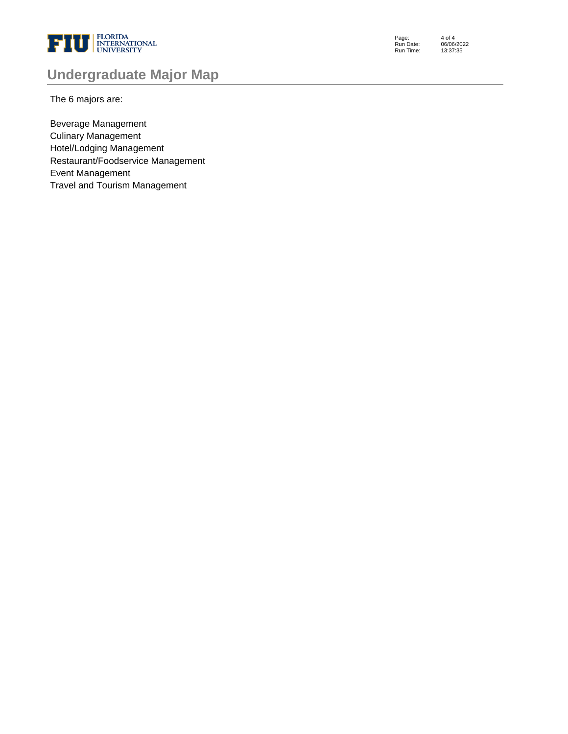# Undergraduate Major Map

The 6 majors are:

Beverage Management
Culinary Management
Hotel/Lodging Management
Restaurant/Foodservice Management
Event Management
Travel and Tourism Management